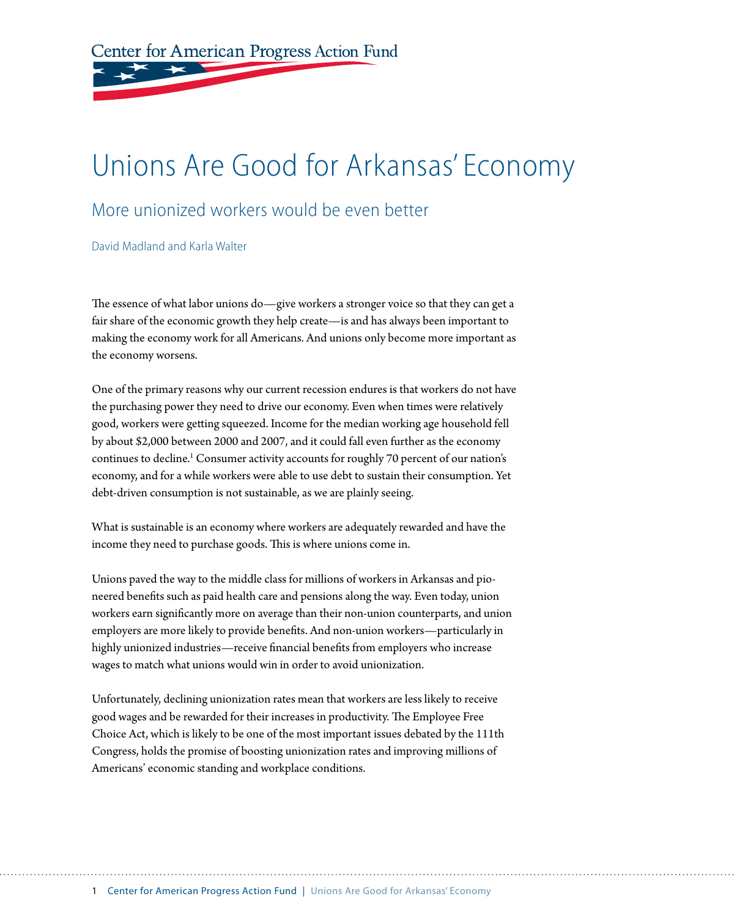Center for American Progress Action Fund

# Unions Are Good for Arkansas' Economy

## More unionized workers would be even better

David Madland and Karla Walter

The essence of what labor unions do—give workers a stronger voice so that they can get a fair share of the economic growth they help create—is and has always been important to making the economy work for all Americans. And unions only become more important as the economy worsens.

One of the primary reasons why our current recession endures is that workers do not have the purchasing power they need to drive our economy. Even when times were relatively good, workers were getting squeezed. Income for the median working age household fell by about $2,000 between 2000 and 2007, and it could fall even further as the economy continues to decline.[1] Consumer activity accounts for roughly 70 percent of our nation's economy, and for a while workers were able to use debt to sustain their consumption. Yet debt-driven consumption is not sustainable, as we are plainly seeing.

What is sustainable is an economy where workers are adequately rewarded and have the income they need to purchase goods. This is where unions come in.

Unions paved the way to the middle class for millions of workers in Arkansas and pioneered benefits such as paid health care and pensions along the way. Even today, union workers earn significantly more on average than their non-union counterparts, and union employers are more likely to provide benefits. And non-union workers—particularly in highly unionized industries—receive financial benefits from employers who increase wages to match what unions would win in order to avoid unionization.

Unfortunately, declining unionization rates mean that workers are less likely to receive good wages and be rewarded for their increases in productivity. The Employee Free Choice Act, which is likely to be one of the most important issues debated by the 111th Congress, holds the promise of boosting unionization rates and improving millions of Americans' economic standing and workplace conditions.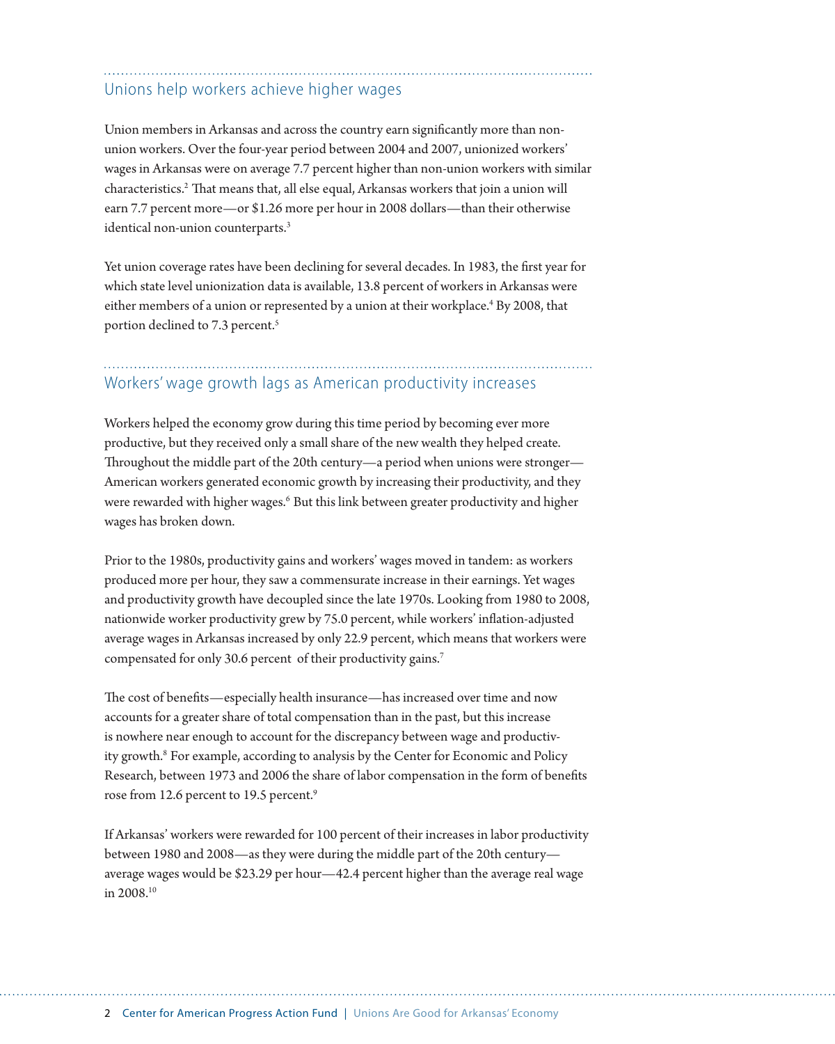## Unions help workers achieve higher wages

Union members in Arkansas and across the country earn significantly more than non-union workers. Over the four-year period between 2004 and 2007, unionized workers' wages in Arkansas were on average 7.7 percent higher than non-union workers with similar characteristics.[2] That means that, all else equal, Arkansas workers that join a union will earn 7.7 percent more—or $1.26 more per hour in 2008 dollars—than their otherwise identical non-union counterparts.[3]

Yet union coverage rates have been declining for several decades. In 1983, the first year for which state level unionization data is available, 13.8 percent of workers in Arkansas were either members of a union or represented by a union at their workplace.[4] By 2008, that portion declined to 7.3 percent.[5]

## Workers' wage growth lags as American productivity increases

Workers helped the economy grow during this time period by becoming ever more productive, but they received only a small share of the new wealth they helped create. Throughout the middle part of the 20th century—a period when unions were stronger—American workers generated economic growth by increasing their productivity, and they were rewarded with higher wages.[6] But this link between greater productivity and higher wages has broken down.

Prior to the 1980s, productivity gains and workers' wages moved in tandem: as workers produced more per hour, they saw a commensurate increase in their earnings. Yet wages and productivity growth have decoupled since the late 1970s. Looking from 1980 to 2008, nationwide worker productivity grew by 75.0 percent, while workers' inflation-adjusted average wages in Arkansas increased by only 22.9 percent, which means that workers were compensated for only 30.6 percent of their productivity gains.[7]

The cost of benefits—especially health insurance—has increased over time and now accounts for a greater share of total compensation than in the past, but this increase is nowhere near enough to account for the discrepancy between wage and productivity growth.[8] For example, according to analysis by the Center for Economic and Policy Research, between 1973 and 2006 the share of labor compensation in the form of benefits rose from 12.6 percent to 19.5 percent.[9]

If Arkansas' workers were rewarded for 100 percent of their increases in labor productivity between 1980 and 2008—as they were during the middle part of the 20th century—average wages would be $23.29 per hour—42.4 percent higher than the average real wage in 2008.[10]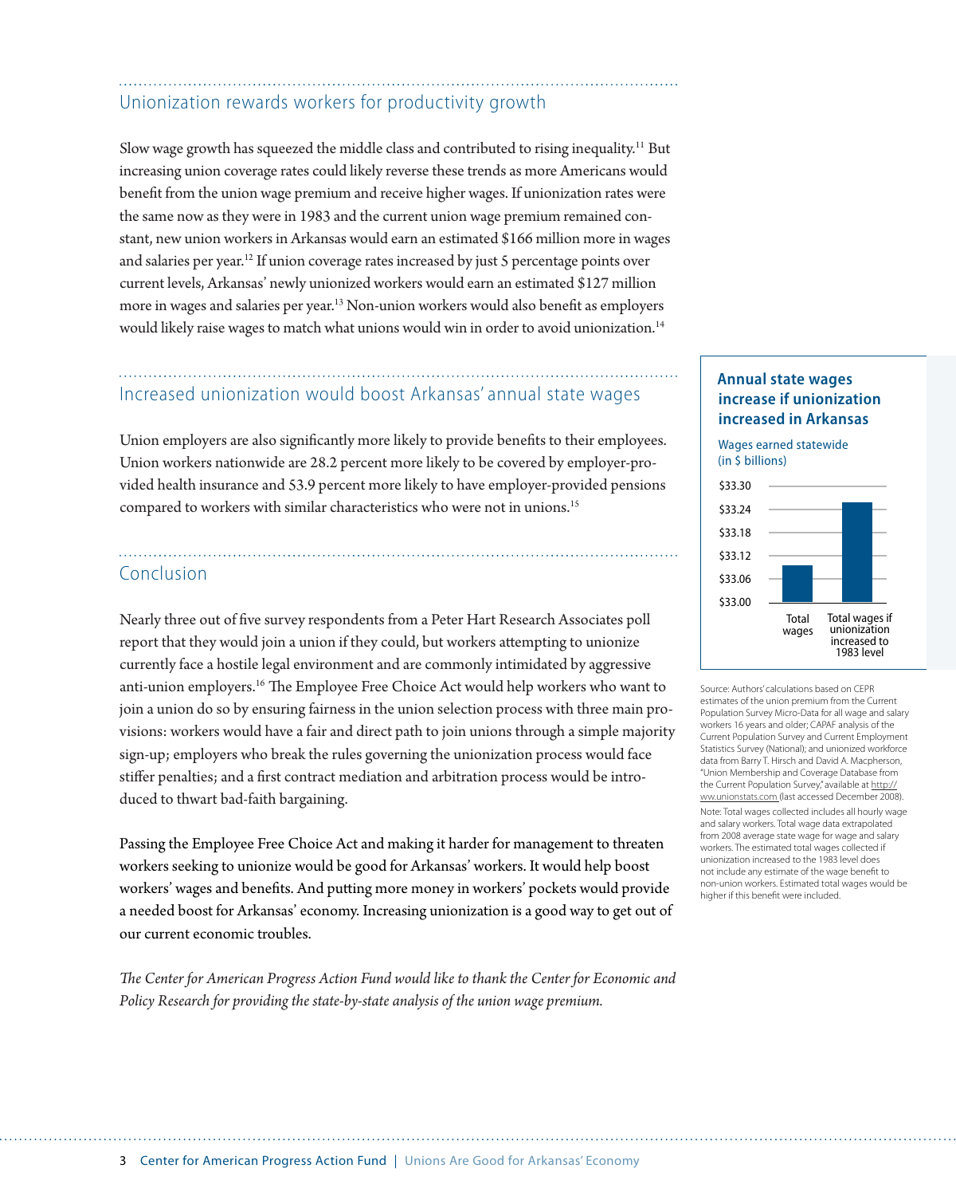## Unionization rewards workers for productivity growth

Slow wage growth has squeezed the middle class and contributed to rising inequality.[11] But increasing union coverage rates could likely reverse these trends as more Americans would benefit from the union wage premium and receive higher wages. If unionization rates were the same now as they were in 1983 and the current union wage premium remained constant, new union workers in Arkansas would earn an estimated $166 million more in wages and salaries per year.[12] If union coverage rates increased by just 5 percentage points over current levels, Arkansas' newly unionized workers would earn an estimated $127 million more in wages and salaries per year.[13] Non-union workers would also benefit as employers would likely raise wages to match what unions would win in order to avoid unionization.[14]

## Increased unionization would boost Arkansas' annual state wages

Union employers are also significantly more likely to provide benefits to their employees. Union workers nationwide are 28.2 percent more likely to be covered by employer-provided health insurance and 53.9 percent more likely to have employer-provided pensions compared to workers with similar characteristics who were not in unions.[15]

## Conclusion

Nearly three out of five survey respondents from a Peter Hart Research Associates poll report that they would join a union if they could, but workers attempting to unionize currently face a hostile legal environment and are commonly intimidated by aggressive anti-union employers.[16] The Employee Free Choice Act would help workers who want to join a union do so by ensuring fairness in the union selection process with three main provisions: workers would have a fair and direct path to join unions through a simple majority sign-up; employers who break the rules governing the unionization process would face stiffer penalties; and a first contract mediation and arbitration process would be introduced to thwart bad-faith bargaining.

Passing the Employee Free Choice Act and making it harder for management to threaten workers seeking to unionize would be good for Arkansas' workers. It would help boost workers' wages and benefits. And putting more money in workers' pockets would provide a needed boost for Arkansas' economy. Increasing unionization is a good way to get out of our current economic troubles.

*The Center for American Progress Action Fund would like to thank the Center for Economic and Policy Research for providing the state-by-state analysis of the union wage premium.*

### Annual state wages increase if unionization increased in Arkansas

Wages earned statewide (in $ billions)

$33.30
$33.24
$33.18
$33.12
$33.06
$33.00

Total wages | Total wages if unionization increased to 1983 level

Source: Authors' calculations based on CEPR estimates of the union premium from the Current Population Survey Micro-Data for all wage and salary workers 16 years and older; CAPAF analysis of the Current Population Survey and Current Employment Statistics Survey (National); and unionized workforce data from Barry T. Hirsch and David A. Macpherson, "Union Membership and Coverage Database from the Current Population Survey," available at http://ww.unionstats.com (last accessed December 2008).

Note: Total wages collected includes all hourly wage and salary workers. Total wage data extrapolated from 2008 average state wage for wage and salary workers. The estimated total wages collected if unionization increased to the 1983 level does not include any estimate of the wage benefit to non-union workers. Estimated total wages would be higher if this benefit were included.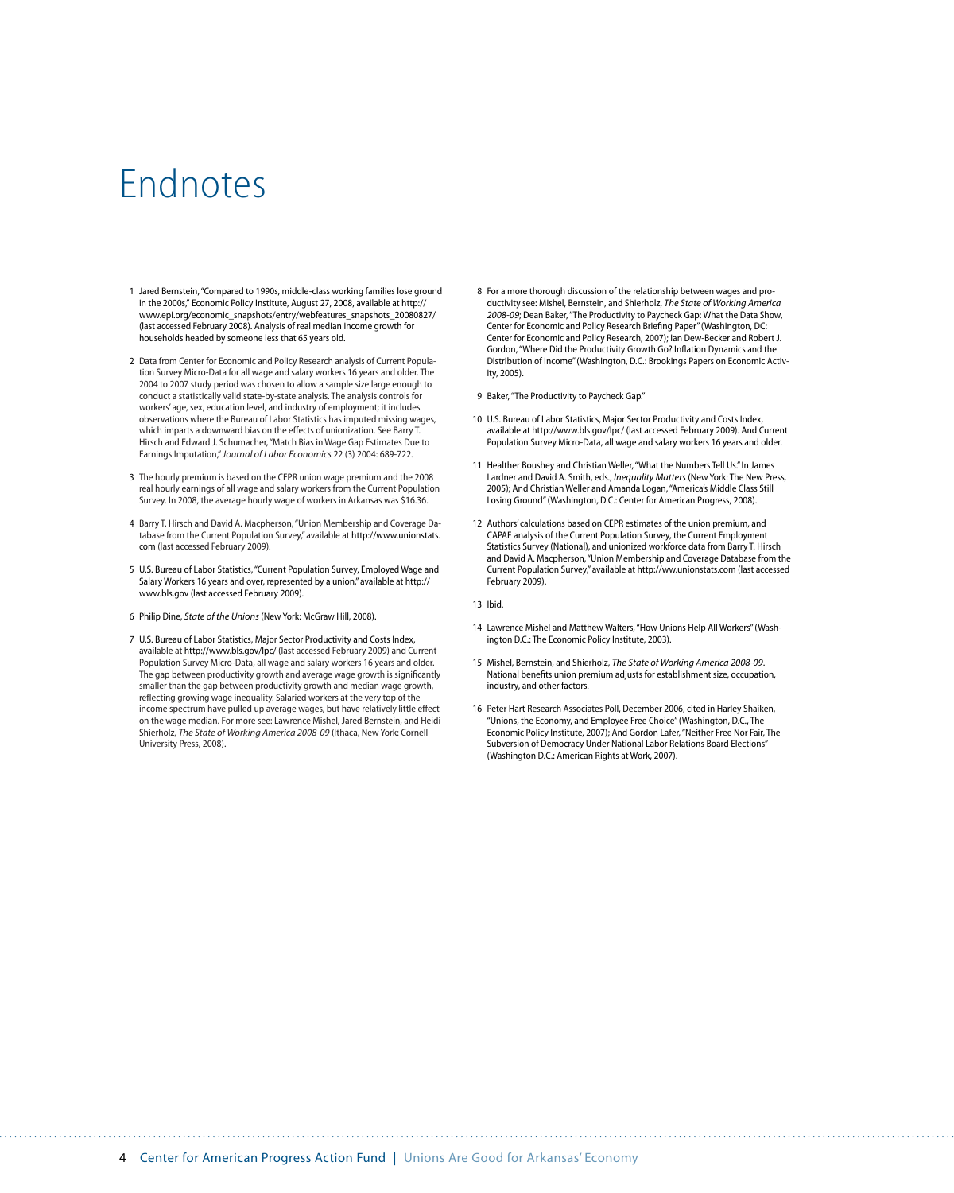# Endnotes

1. Jared Bernstein, "Compared to 1990s, middle-class working families lose ground in the 2000s," Economic Policy Institute, August 27, 2008, available at http://www.epi.org/economic_snapshots/entry/webfeatures_snapshots_20080827/ (last accessed February 2008). Analysis of real median income growth for households headed by someone less that 65 years old.

2. Data from Center for Economic and Policy Research analysis of Current Population Survey Micro-Data for all wage and salary workers 16 years and older. The 2004 to 2007 study period was chosen to allow a sample size large enough to conduct a statistically valid state-by-state analysis. The analysis controls for workers' age, sex, education level, and industry of employment; it includes observations where the Bureau of Labor Statistics has imputed missing wages, which imparts a downward bias on the effects of unionization. See Barry T. Hirsch and Edward J. Schumacher, "Match Bias in Wage Gap Estimates Due to Earnings Imputation," *Journal of Labor Economics* 22 (3) 2004: 689-722.

3. The hourly premium is based on the CEPR union wage premium and the 2008 real hourly earnings of all wage and salary workers from the Current Population Survey. In 2008, the average hourly wage of workers in Arkansas was $16.36.

4. Barry T. Hirsch and David A. Macpherson, "Union Membership and Coverage Database from the Current Population Survey," available at http://www.unionstats.com (last accessed February 2009).

5. U.S. Bureau of Labor Statistics, "Current Population Survey, Employed Wage and Salary Workers 16 years and over, represented by a union," available at http://www.bls.gov (last accessed February 2009).

6. Philip Dine, *State of the Unions* (New York: McGraw Hill, 2008).

7. U.S. Bureau of Labor Statistics, Major Sector Productivity and Costs Index, available at http://www.bls.gov/lpc/ (last accessed February 2009) and Current Population Survey Micro-Data, all wage and salary workers 16 years and older. The gap between productivity growth and average wage growth is significantly smaller than the gap between productivity growth and median wage growth, reflecting growing wage inequality. Salaried workers at the very top of the income spectrum have pulled up average wages, but have relatively little effect on the wage median. For more see: Lawrence Mishel, Jared Bernstein, and Heidi Shierholz, *The State of Working America 2008-09* (Ithaca, New York: Cornell University Press, 2008).

8. For a more thorough discussion of the relationship between wages and productivity see: Mishel, Bernstein, and Shierholz, *The State of Working America 2008-09*; Dean Baker, "The Productivity to Paycheck Gap: What the Data Show, Center for Economic and Policy Research Briefing Paper" (Washington, DC: Center for Economic and Policy Research, 2007); Ian Dew-Becker and Robert J. Gordon, "Where Did the Productivity Growth Go? Inflation Dynamics and the Distribution of Income" (Washington, D.C.: Brookings Papers on Economic Activity, 2005).

9. Baker, "The Productivity to Paycheck Gap."

10. U.S. Bureau of Labor Statistics, Major Sector Productivity and Costs Index, available at http://www.bls.gov/lpc/ (last accessed February 2009). And Current Population Survey Micro-Data, all wage and salary workers 16 years and older.

11. Healther Boushey and Christian Weller, "What the Numbers Tell Us." In James Lardner and David A. Smith, eds., *Inequality Matters* (New York: The New Press, 2005); And Christian Weller and Amanda Logan, "America's Middle Class Still Losing Ground" (Washington, D.C.: Center for American Progress, 2008).

12. Authors' calculations based on CEPR estimates of the union premium, and CAPAF analysis of the Current Population Survey, the Current Employment Statistics Survey (National), and unionized workforce data from Barry T. Hirsch and David A. Macpherson, "Union Membership and Coverage Database from the Current Population Survey," available at http://ww.unionstats.com (last accessed February 2009).

13. Ibid.

14. Lawrence Mishel and Matthew Walters, "How Unions Help All Workers" (Washington D.C.: The Economic Policy Institute, 2003).

15. Mishel, Bernstein, and Shierholz, *The State of Working America 2008-09*. National benefits union premium adjusts for establishment size, occupation, industry, and other factors.

16. Peter Hart Research Associates Poll, December 2006, cited in Harley Shaiken, "Unions, the Economy, and Employee Free Choice" (Washington, D.C., The Economic Policy Institute, 2007); And Gordon Lafer, "Neither Free Nor Fair, The Subversion of Democracy Under National Labor Relations Board Elections" (Washington D.C.: American Rights at Work, 2007).